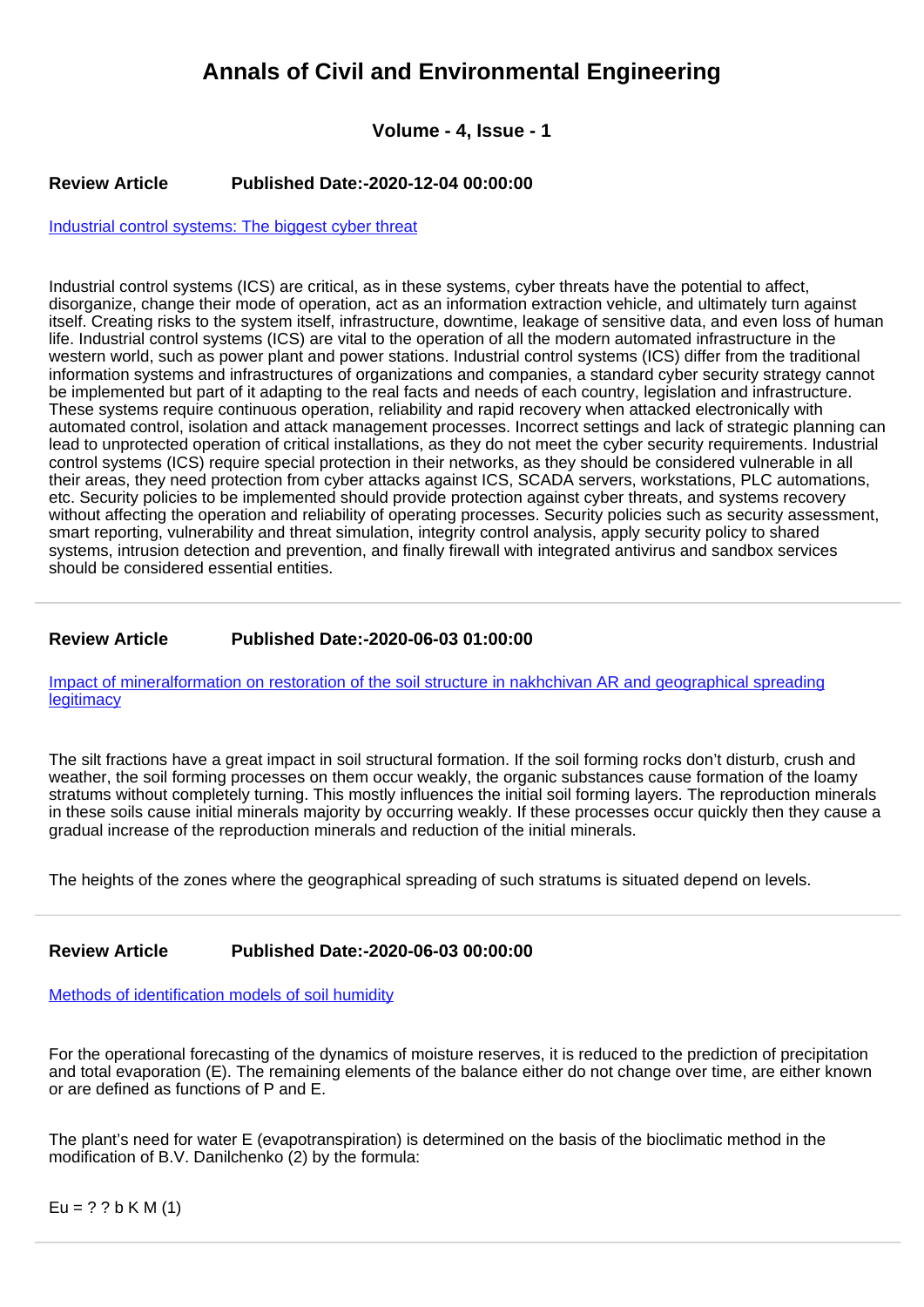# Annals of Civil and Environmental Engineering

## Volume - 4, Issue - 1

**Review Article** **Published Date:-2020-12-04 00:00:00**

[Industrial control systems: The biggest cyber threat]

Industrial control systems (ICS) are critical, as in these systems, cyber threats have the potential to affect, disorganize, change their mode of operation, act as an information extraction vehicle, and ultimately turn against itself. Creating risks to the system itself, infrastructure, downtime, leakage of sensitive data, and even loss of human life. Industrial control systems (ICS) are vital to the operation of all the modern automated infrastructure in the western world, such as power plant and power stations. Industrial control systems (ICS) differ from the traditional information systems and infrastructures of organizations and companies, a standard cyber security strategy cannot be implemented but part of it adapting to the real facts and needs of each country, legislation and infrastructure. These systems require continuous operation, reliability and rapid recovery when attacked electronically with automated control, isolation and attack management processes. Incorrect settings and lack of strategic planning can lead to unprotected operation of critical installations, as they do not meet the cyber security requirements. Industrial control systems (ICS) require special protection in their networks, as they should be considered vulnerable in all their areas, they need protection from cyber attacks against ICS, SCADA servers, workstations, PLC automations, etc. Security policies to be implemented should provide protection against cyber threats, and systems recovery without affecting the operation and reliability of operating processes. Security policies such as security assessment, smart reporting, vulnerability and threat simulation, integrity control analysis, apply security policy to shared systems, intrusion detection and prevention, and finally firewall with integrated antivirus and sandbox services should be considered essential entities.

---

**Review Article** **Published Date:-2020-06-03 01:00:00**

[Impact of mineralformation on restoration of the soil structure in nakhchivan AR and geographical spreading legitimacy]

The silt fractions have a great impact in soil structural formation. If the soil forming rocks don't disturb, crush and weather, the soil forming processes on them occur weakly, the organic substances cause formation of the loamy stratums without completely turning. This mostly influences the initial soil forming layers. The reproduction minerals in these soils cause initial minerals majority by occurring weakly. If these processes occur quickly then they cause a gradual increase of the reproduction minerals and reduction of the initial minerals.

The heights of the zones where the geographical spreading of such stratums is situated depend on levels.

---

**Review Article** **Published Date:-2020-06-03 00:00:00**

[Methods of identification models of soil humidity]

For the operational forecasting of the dynamics of moisture reserves, it is reduced to the prediction of precipitation and total evaporation (E). The remaining elements of the balance either do not change over time, are either known or are defined as functions of P and E.

The plant's need for water E (evapotranspiration) is determined on the basis of the bioclimatic method in the modification of B.V. Danilchenko (2) by the formula:

Eu = ? ? b K M (1)

---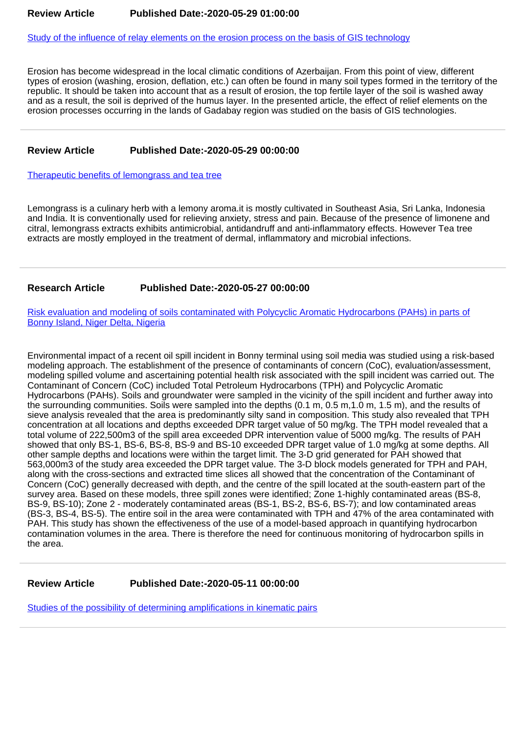**Review Article** **Published Date:-2020-05-29 01:00:00**

[Study of the influence of relay elements on the erosion process on the basis of GIS technology]

Erosion has become widespread in the local climatic conditions of Azerbaijan. From this point of view, different types of erosion (washing, erosion, deflation, etc.) can often be found in many soil types formed in the territory of the republic. It should be taken into account that as a result of erosion, the top fertile layer of the soil is washed away and as a result, the soil is deprived of the humus layer. In the presented article, the effect of relief elements on the erosion processes occurring in the lands of Gadabay region was studied on the basis of GIS technologies.

---

**Review Article** **Published Date:-2020-05-29 00:00:00**

[Therapeutic benefits of lemongrass and tea tree]

Lemongrass is a culinary herb with a lemony aroma.it is mostly cultivated in Southeast Asia, Sri Lanka, Indonesia and India. It is conventionally used for relieving anxiety, stress and pain. Because of the presence of limonene and citral, lemongrass extracts exhibits antimicrobial, antidandruff and anti-inflammatory effects. However Tea tree extracts are mostly employed in the treatment of dermal, inflammatory and microbial infections.

---

**Research Article** **Published Date:-2020-05-27 00:00:00**

[Risk evaluation and modeling of soils contaminated with Polycyclic Aromatic Hydrocarbons (PAHs) in parts of Bonny Island, Niger Delta, Nigeria]

Environmental impact of a recent oil spill incident in Bonny terminal using soil media was studied using a risk-based modeling approach. The establishment of the presence of contaminants of concern (CoC), evaluation/assessment, modeling spilled volume and ascertaining potential health risk associated with the spill incident was carried out. The Contaminant of Concern (CoC) included Total Petroleum Hydrocarbons (TPH) and Polycyclic Aromatic Hydrocarbons (PAHs). Soils and groundwater were sampled in the vicinity of the spill incident and further away into the surrounding communities. Soils were sampled into the depths (0.1 m, 0.5 m,1.0 m, 1.5 m), and the results of sieve analysis revealed that the area is predominantly silty sand in composition. This study also revealed that TPH concentration at all locations and depths exceeded DPR target value of 50 mg/kg. The TPH model revealed that a total volume of 222,500m3 of the spill area exceeded DPR intervention value of 5000 mg/kg. The results of PAH showed that only BS-1, BS-6, BS-8, BS-9 and BS-10 exceeded DPR target value of 1.0 mg/kg at some depths. All other sample depths and locations were within the target limit. The 3-D grid generated for PAH showed that 563,000m3 of the study area exceeded the DPR target value. The 3-D block models generated for TPH and PAH, along with the cross-sections and extracted time slices all showed that the concentration of the Contaminant of Concern (CoC) generally decreased with depth, and the centre of the spill located at the south-eastern part of the survey area. Based on these models, three spill zones were identified; Zone 1-highly contaminated areas (BS-8, BS-9, BS-10); Zone 2 - moderately contaminated areas (BS-1, BS-2, BS-6, BS-7); and low contaminated areas (BS-3, BS-4, BS-5). The entire soil in the area were contaminated with TPH and 47% of the area contaminated with PAH. This study has shown the effectiveness of the use of a model-based approach in quantifying hydrocarbon contamination volumes in the area. There is therefore the need for continuous monitoring of hydrocarbon spills in the area.

---

**Review Article** **Published Date:-2020-05-11 00:00:00**

[Studies of the possibility of determining amplifications in kinematic pairs]

---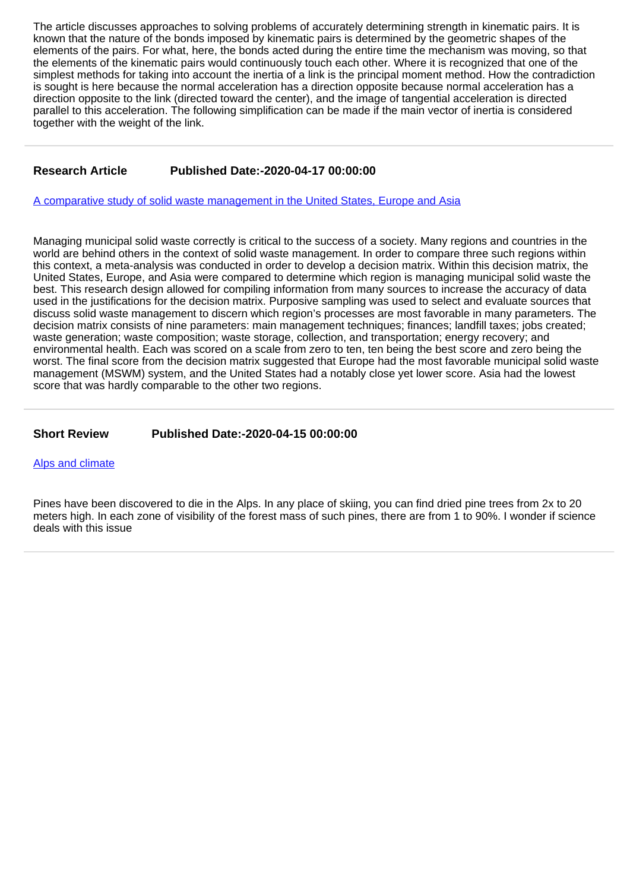The article discusses approaches to solving problems of accurately determining strength in kinematic pairs. It is known that the nature of the bonds imposed by kinematic pairs is determined by the geometric shapes of the elements of the pairs. For what, here, the bonds acted during the entire time the mechanism was moving, so that the elements of the kinematic pairs would continuously touch each other. Where it is recognized that one of the simplest methods for taking into account the inertia of a link is the principal moment method. How the contradiction is sought is here because the normal acceleration has a direction opposite because normal acceleration has a direction opposite to the link (directed toward the center), and the image of tangential acceleration is directed parallel to this acceleration. The following simplification can be made if the main vector of inertia is considered together with the weight of the link.

---

**Research Article** **Published Date:-2020-04-17 00:00:00**

[A comparative study of solid waste management in the United States, Europe and Asia]

Managing municipal solid waste correctly is critical to the success of a society. Many regions and countries in the world are behind others in the context of solid waste management. In order to compare three such regions within this context, a meta-analysis was conducted in order to develop a decision matrix. Within this decision matrix, the United States, Europe, and Asia were compared to determine which region is managing municipal solid waste the best. This research design allowed for compiling information from many sources to increase the accuracy of data used in the justifications for the decision matrix. Purposive sampling was used to select and evaluate sources that discuss solid waste management to discern which region's processes are most favorable in many parameters. The decision matrix consists of nine parameters: main management techniques; finances; landfill taxes; jobs created; waste generation; waste composition; waste storage, collection, and transportation; energy recovery; and environmental health. Each was scored on a scale from zero to ten, ten being the best score and zero being the worst. The final score from the decision matrix suggested that Europe had the most favorable municipal solid waste management (MSWM) system, and the United States had a notably close yet lower score. Asia had the lowest score that was hardly comparable to the other two regions.

---

**Short Review** **Published Date:-2020-04-15 00:00:00**

[Alps and climate]

Pines have been discovered to die in the Alps. In any place of skiing, you can find dried pine trees from 2x to 20 meters high. In each zone of visibility of the forest mass of such pines, there are from 1 to 90%. I wonder if science deals with this issue

---